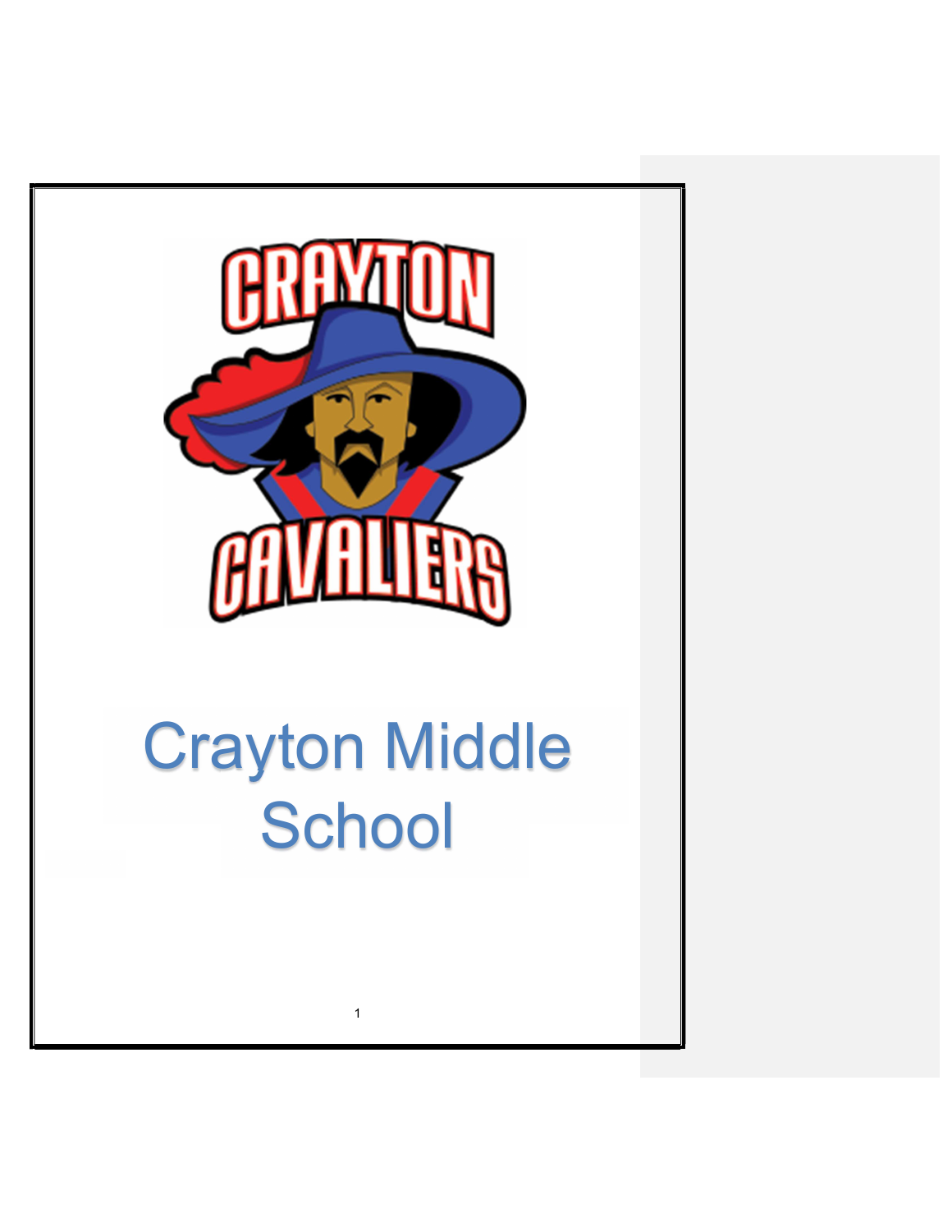# Crayton Middle School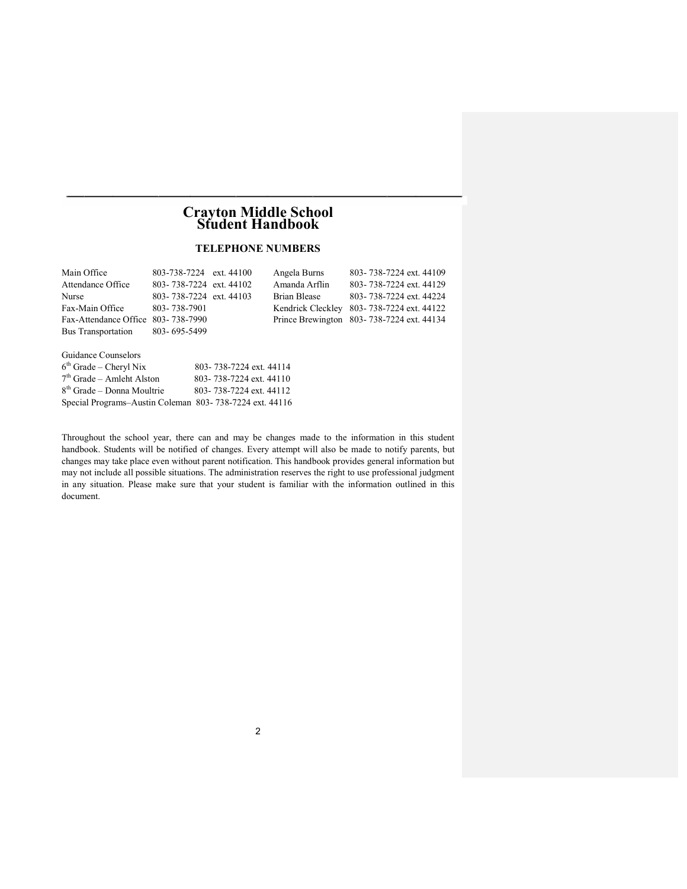# Crayton Middle School Student Handbook

## TELEPHONE NUMBERS

| | | | | |
|---|---|---|---|---|
| Main Office | 803-738-7224 | ext. 44100 | Angela Burns | 803- 738-7224 ext. 44109 |
| Attendance Office | 803- 738-7224 | ext. 44102 | Amanda Arflin | 803- 738-7224 ext. 44129 |
| Nurse | 803- 738-7224 | ext. 44103 | Brian Blease | 803- 738-7224 ext. 44224 |
| Fax-Main Office | 803- 738-7901 | | Kendrick Cleckley | 803- 738-7224 ext. 44122 |
| Fax-Attendance Office | 803- 738-7990 | | Prince Brewington | 803- 738-7224 ext. 44134 |
| Bus Transportation | 803- 695-5499 | | | |

Guidance Counselors

| | |
|---|---|
| 6th Grade – Cheryl Nix | 803- 738-7224 ext. 44114 |
| 7th Grade – Amleht Alston | 803- 738-7224 ext. 44110 |
| 8th Grade – Donna Moultrie | 803- 738-7224 ext. 44112 |
| Special Programs–Austin Coleman | 803- 738-7224 ext. 44116 |

Throughout the school year, there can and may be changes made to the information in this student handbook. Students will be notified of changes. Every attempt will also be made to notify parents, but changes may take place even without parent notification. This handbook provides general information but may not include all possible situations. The administration reserves the right to use professional judgment in any situation. Please make sure that your student is familiar with the information outlined in this document.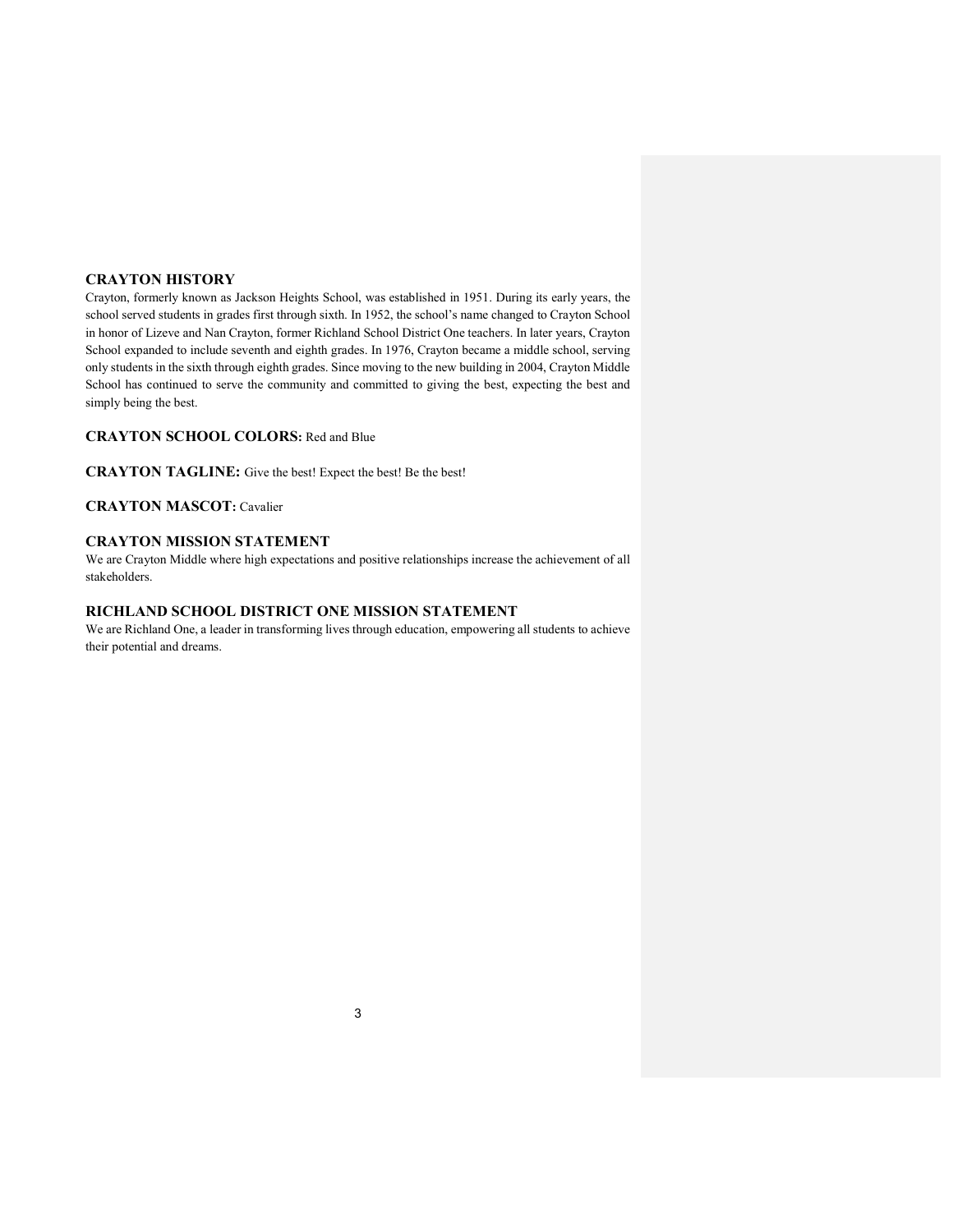## CRAYTON HISTORY

Crayton, formerly known as Jackson Heights School, was established in 1951. During its early years, the school served students in grades first through sixth. In 1952, the school's name changed to Crayton School in honor of Lizeve and Nan Crayton, former Richland School District One teachers. In later years, Crayton School expanded to include seventh and eighth grades. In 1976, Crayton became a middle school, serving only students in the sixth through eighth grades. Since moving to the new building in 2004, Crayton Middle School has continued to serve the community and committed to giving the best, expecting the best and simply being the best.

**CRAYTON SCHOOL COLORS:** Red and Blue

**CRAYTON TAGLINE:** Give the best! Expect the best! Be the best!

**CRAYTON MASCOT:** Cavalier

## CRAYTON MISSION STATEMENT

We are Crayton Middle where high expectations and positive relationships increase the achievement of all stakeholders.

## RICHLAND SCHOOL DISTRICT ONE MISSION STATEMENT

We are Richland One, a leader in transforming lives through education, empowering all students to achieve their potential and dreams.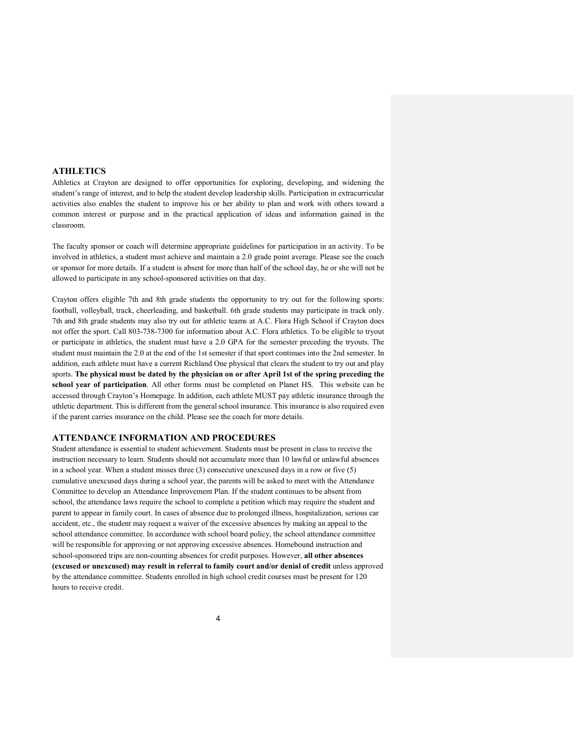## ATHLETICS

Athletics at Crayton are designed to offer opportunities for exploring, developing, and widening the student's range of interest, and to help the student develop leadership skills. Participation in extracurricular activities also enables the student to improve his or her ability to plan and work with others toward a common interest or purpose and in the practical application of ideas and information gained in the classroom.

The faculty sponsor or coach will determine appropriate guidelines for participation in an activity. To be involved in athletics, a student must achieve and maintain a 2.0 grade point average. Please see the coach or sponsor for more details. If a student is absent for more than half of the school day, he or she will not be allowed to participate in any school-sponsored activities on that day.

Crayton offers eligible 7th and 8th grade students the opportunity to try out for the following sports: football, volleyball, track, cheerleading, and basketball. 6th grade students may participate in track only. 7th and 8th grade students may also try out for athletic teams at A.C. Flora High School if Crayton does not offer the sport. Call 803-738-7300 for information about A.C. Flora athletics. To be eligible to tryout or participate in athletics, the student must have a 2.0 GPA for the semester preceding the tryouts. The student must maintain the 2.0 at the end of the 1st semester if that sport continues into the 2nd semester. In addition, each athlete must have a current Richland One physical that clears the student to try out and play sports. **The physical must be dated by the physician on or after April 1st of the spring preceding the school year of participation**. All other forms must be completed on Planet HS. This website can be accessed through Crayton's Homepage. In addition, each athlete MUST pay athletic insurance through the athletic department. This is different from the general school insurance. This insurance is also required even if the parent carries insurance on the child. Please see the coach for more details.

## ATTENDANCE INFORMATION AND PROCEDURES

Student attendance is essential to student achievement. Students must be present in class to receive the instruction necessary to learn. Students should not accumulate more than 10 lawful or unlawful absences in a school year. When a student misses three (3) consecutive unexcused days in a row or five (5) cumulative unexcused days during a school year, the parents will be asked to meet with the Attendance Committee to develop an Attendance Improvement Plan. If the student continues to be absent from school, the attendance laws require the school to complete a petition which may require the student and parent to appear in family court. In cases of absence due to prolonged illness, hospitalization, serious car accident, etc., the student may request a waiver of the excessive absences by making an appeal to the school attendance committee. In accordance with school board policy, the school attendance committee will be responsible for approving or not approving excessive absences. Homebound instruction and school-sponsored trips are non-counting absences for credit purposes. However, **all other absences (excused or unexcused) may result in referral to family court and/or denial of credit** unless approved by the attendance committee. Students enrolled in high school credit courses must be present for 120 hours to receive credit.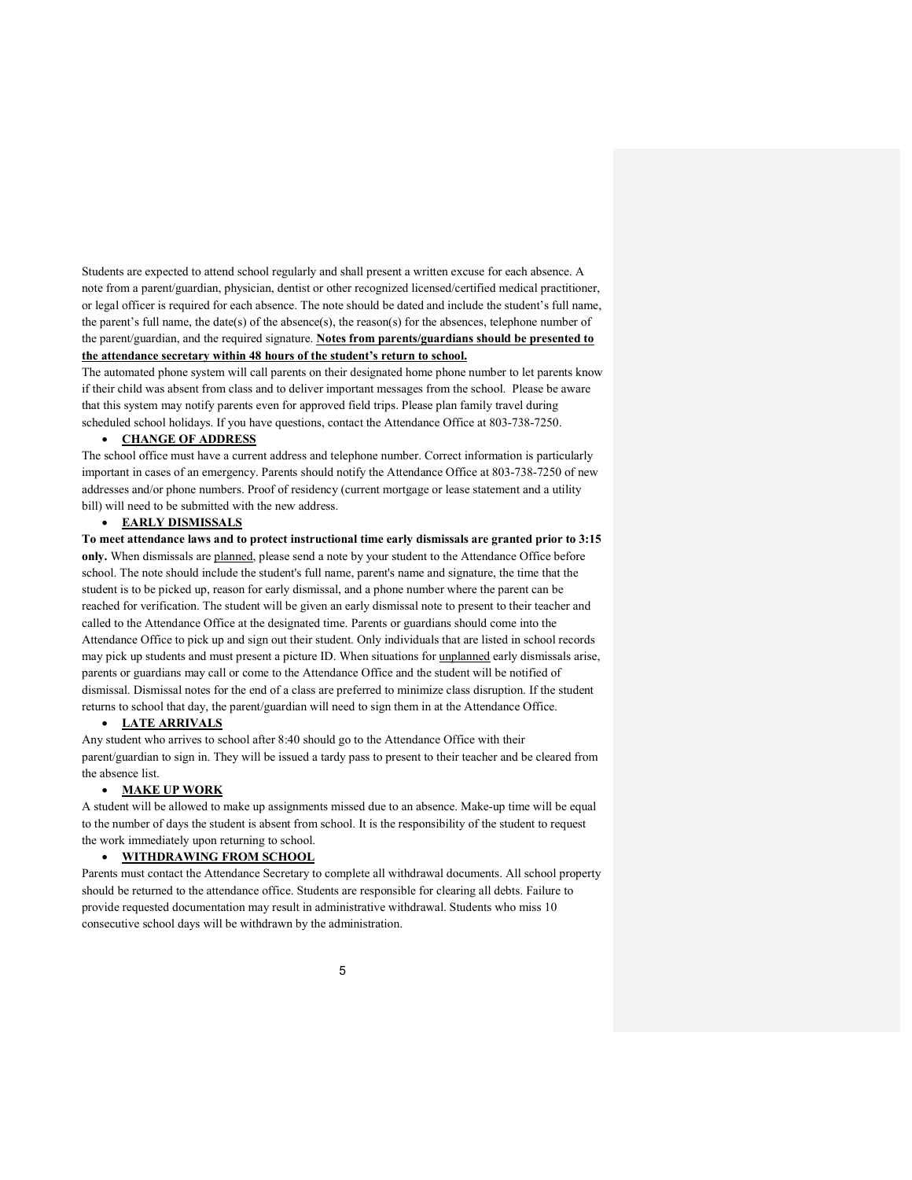Students are expected to attend school regularly and shall present a written excuse for each absence. A note from a parent/guardian, physician, dentist or other recognized licensed/certified medical practitioner, or legal officer is required for each absence. The note should be dated and include the student's full name, the parent's full name, the date(s) of the absence(s), the reason(s) for the absences, telephone number of the parent/guardian, and the required signature. **Notes from parents/guardians should be presented to the attendance secretary within 48 hours of the student's return to school.**

The automated phone system will call parents on their designated home phone number to let parents know if their child was absent from class and to deliver important messages from the school. Please be aware that this system may notify parents even for approved field trips. Please plan family travel during scheduled school holidays. If you have questions, contact the Attendance Office at 803-738-7250.

- **CHANGE OF ADDRESS**

The school office must have a current address and telephone number. Correct information is particularly important in cases of an emergency. Parents should notify the Attendance Office at 803-738-7250 of new addresses and/or phone numbers. Proof of residency (current mortgage or lease statement and a utility bill) will need to be submitted with the new address.

- **EARLY DISMISSALS**

**To meet attendance laws and to protect instructional time early dismissals are granted prior to 3:15 only.** When dismissals are planned, please send a note by your student to the Attendance Office before school. The note should include the student's full name, parent's name and signature, the time that the student is to be picked up, reason for early dismissal, and a phone number where the parent can be reached for verification. The student will be given an early dismissal note to present to their teacher and called to the Attendance Office at the designated time. Parents or guardians should come into the Attendance Office to pick up and sign out their student. Only individuals that are listed in school records may pick up students and must present a picture ID. When situations for unplanned early dismissals arise, parents or guardians may call or come to the Attendance Office and the student will be notified of dismissal. Dismissal notes for the end of a class are preferred to minimize class disruption. If the student returns to school that day, the parent/guardian will need to sign them in at the Attendance Office.

- **LATE ARRIVALS**

Any student who arrives to school after 8:40 should go to the Attendance Office with their parent/guardian to sign in. They will be issued a tardy pass to present to their teacher and be cleared from the absence list.

- **MAKE UP WORK**

A student will be allowed to make up assignments missed due to an absence. Make-up time will be equal to the number of days the student is absent from school. It is the responsibility of the student to request the work immediately upon returning to school.

- **WITHDRAWING FROM SCHOOL**

Parents must contact the Attendance Secretary to complete all withdrawal documents. All school property should be returned to the attendance office. Students are responsible for clearing all debts. Failure to provide requested documentation may result in administrative withdrawal. Students who miss 10 consecutive school days will be withdrawn by the administration.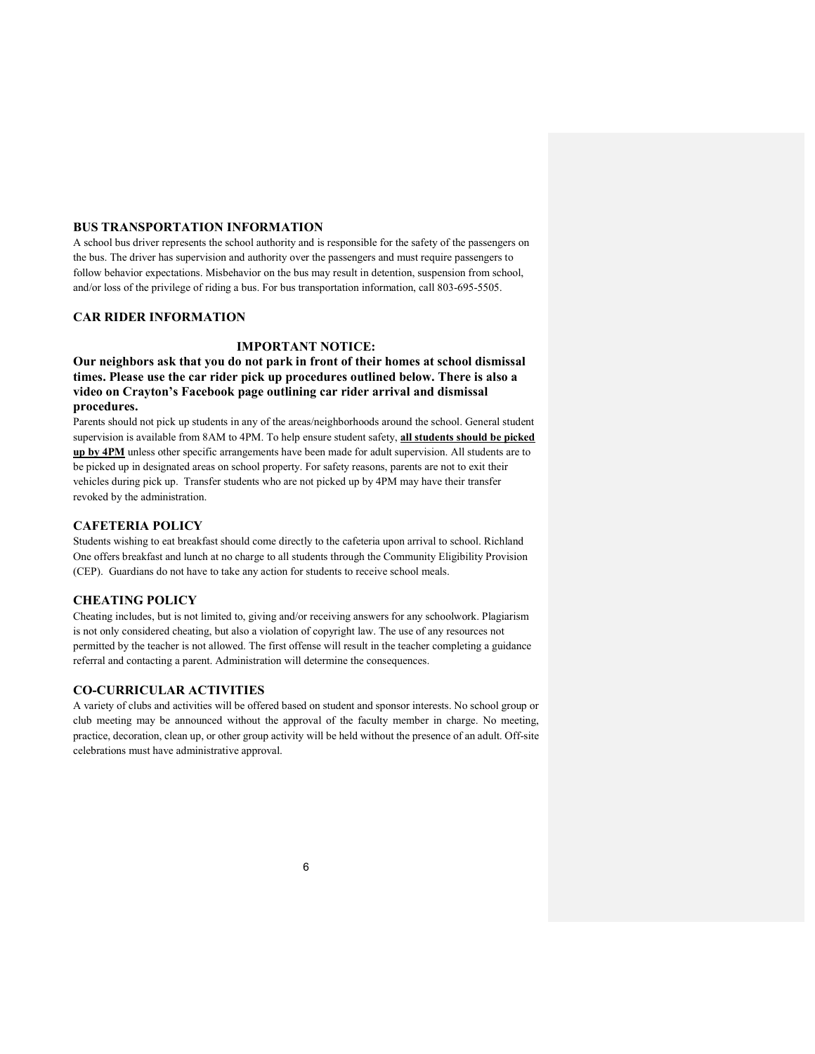## BUS TRANSPORTATION INFORMATION

A school bus driver represents the school authority and is responsible for the safety of the passengers on the bus. The driver has supervision and authority over the passengers and must require passengers to follow behavior expectations. Misbehavior on the bus may result in detention, suspension from school, and/or loss of the privilege of riding a bus. For bus transportation information, call 803-695-5505.

## CAR RIDER INFORMATION

**IMPORTANT NOTICE:**

**Our neighbors ask that you do not park in front of their homes at school dismissal times. Please use the car rider pick up procedures outlined below. There is also a video on Crayton's Facebook page outlining car rider arrival and dismissal procedures.**

Parents should not pick up students in any of the areas/neighborhoods around the school. General student supervision is available from 8AM to 4PM. To help ensure student safety, **all students should be picked up by 4PM** unless other specific arrangements have been made for adult supervision. All students are to be picked up in designated areas on school property. For safety reasons, parents are not to exit their vehicles during pick up. Transfer students who are not picked up by 4PM may have their transfer revoked by the administration.

## CAFETERIA POLICY

Students wishing to eat breakfast should come directly to the cafeteria upon arrival to school. Richland One offers breakfast and lunch at no charge to all students through the Community Eligibility Provision (CEP). Guardians do not have to take any action for students to receive school meals.

## CHEATING POLICY

Cheating includes, but is not limited to, giving and/or receiving answers for any schoolwork. Plagiarism is not only considered cheating, but also a violation of copyright law. The use of any resources not permitted by the teacher is not allowed. The first offense will result in the teacher completing a guidance referral and contacting a parent. Administration will determine the consequences.

## CO-CURRICULAR ACTIVITIES

A variety of clubs and activities will be offered based on student and sponsor interests. No school group or club meeting may be announced without the approval of the faculty member in charge. No meeting, practice, decoration, clean up, or other group activity will be held without the presence of an adult. Off-site celebrations must have administrative approval.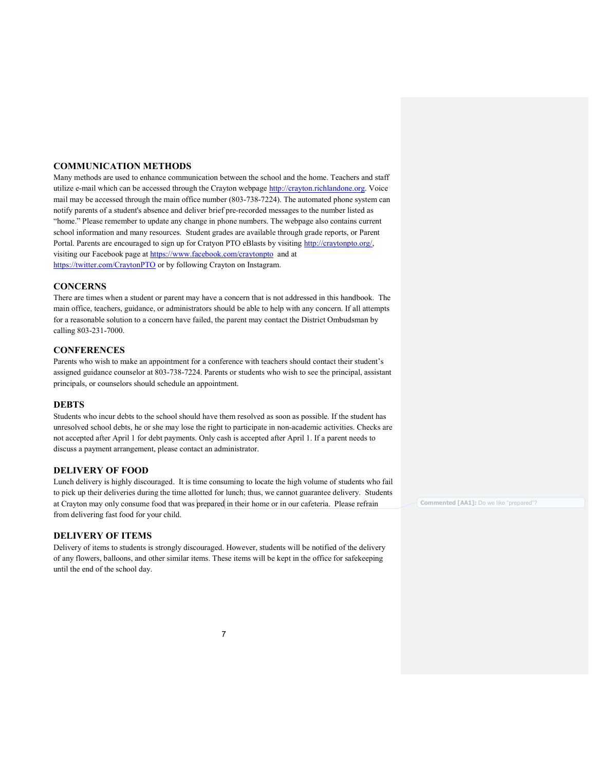## COMMUNICATION METHODS

Many methods are used to enhance communication between the school and the home. Teachers and staff utilize e-mail which can be accessed through the Crayton webpage http://crayton.richlandone.org. Voice mail may be accessed through the main office number (803-738-7224). The automated phone system can notify parents of a student's absence and deliver brief pre-recorded messages to the number listed as "home." Please remember to update any change in phone numbers. The webpage also contains current school information and many resources. Student grades are available through grade reports, or Parent Portal. Parents are encouraged to sign up for Cratyon PTO eBlasts by visiting http://craytonpto.org/, visiting our Facebook page at https://www.facebook.com/craytonpto and at https://twitter.com/CraytonPTO or by following Crayton on Instagram.

## CONCERNS

There are times when a student or parent may have a concern that is not addressed in this handbook. The main office, teachers, guidance, or administrators should be able to help with any concern. If all attempts for a reasonable solution to a concern have failed, the parent may contact the District Ombudsman by calling 803-231-7000.

## CONFERENCES

Parents who wish to make an appointment for a conference with teachers should contact their student's assigned guidance counselor at 803-738-7224. Parents or students who wish to see the principal, assistant principals, or counselors should schedule an appointment.

## DEBTS

Students who incur debts to the school should have them resolved as soon as possible. If the student has unresolved school debts, he or she may lose the right to participate in non-academic activities. Checks are not accepted after April 1 for debt payments. Only cash is accepted after April 1. If a parent needs to discuss a payment arrangement, please contact an administrator.

## DELIVERY OF FOOD

Lunch delivery is highly discouraged. It is time consuming to locate the high volume of students who fail to pick up their deliveries during the time allotted for lunch; thus, we cannot guarantee delivery. Students at Crayton may only consume food that was prepared in their home or in our cafeteria. Please refrain from delivering fast food for your child.

Commented [AA1]: Do we like "prepared"?

## DELIVERY OF ITEMS

Delivery of items to students is strongly discouraged. However, students will be notified of the delivery of any flowers, balloons, and other similar items. These items will be kept in the office for safekeeping until the end of the school day.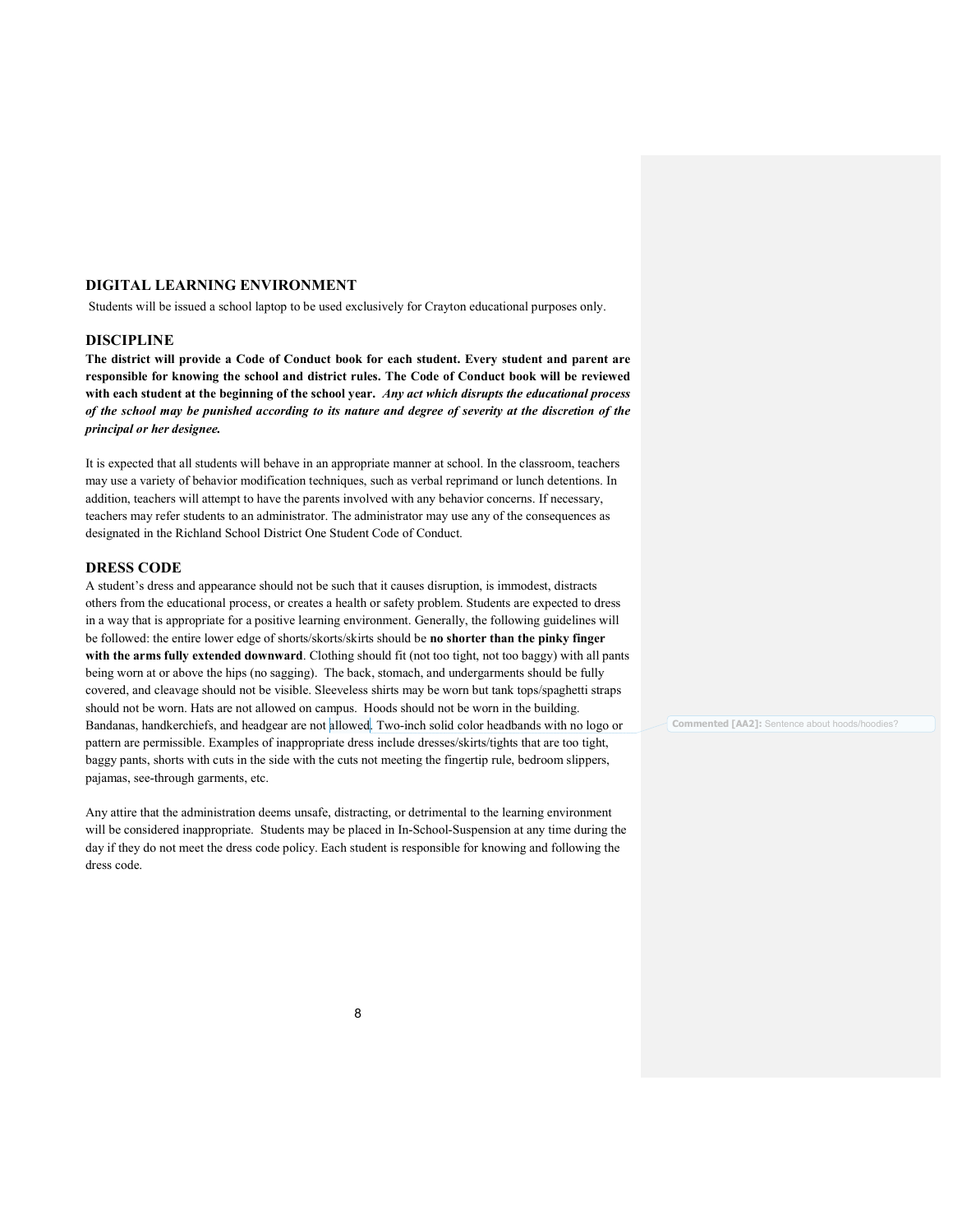## DIGITAL LEARNING ENVIRONMENT

Students will be issued a school laptop to be used exclusively for Crayton educational purposes only.

## DISCIPLINE

**The district will provide a Code of Conduct book for each student. Every student and parent are responsible for knowing the school and district rules. The Code of Conduct book will be reviewed with each student at the beginning of the school year.** ***Any act which disrupts the educational process of the school may be punished according to its nature and degree of severity at the discretion of the principal or her designee.***

It is expected that all students will behave in an appropriate manner at school. In the classroom, teachers may use a variety of behavior modification techniques, such as verbal reprimand or lunch detentions. In addition, teachers will attempt to have the parents involved with any behavior concerns. If necessary, teachers may refer students to an administrator. The administrator may use any of the consequences as designated in the Richland School District One Student Code of Conduct.

## DRESS CODE

A student's dress and appearance should not be such that it causes disruption, is immodest, distracts others from the educational process, or creates a health or safety problem. Students are expected to dress in a way that is appropriate for a positive learning environment. Generally, the following guidelines will be followed: the entire lower edge of shorts/skorts/skirts should be **no shorter than the pinky finger with the arms fully extended downward**. Clothing should fit (not too tight, not too baggy) with all pants being worn at or above the hips (no sagging). The back, stomach, and undergarments should be fully covered, and cleavage should not be visible. Sleeveless shirts may be worn but tank tops/spaghetti straps should not be worn. Hats are not allowed on campus. Hoods should not be worn in the building. Bandanas, handkerchiefs, and headgear are not allowed. Two-inch solid color headbands with no logo or pattern are permissible. Examples of inappropriate dress include dresses/skirts/tights that are too tight, baggy pants, shorts with cuts in the side with the cuts not meeting the fingertip rule, bedroom slippers, pajamas, see-through garments, etc.

Any attire that the administration deems unsafe, distracting, or detrimental to the learning environment will be considered inappropriate. Students may be placed in In-School-Suspension at any time during the day if they do not meet the dress code policy. Each student is responsible for knowing and following the dress code.

**Commented [AA2]:** Sentence about hoods/hoodies?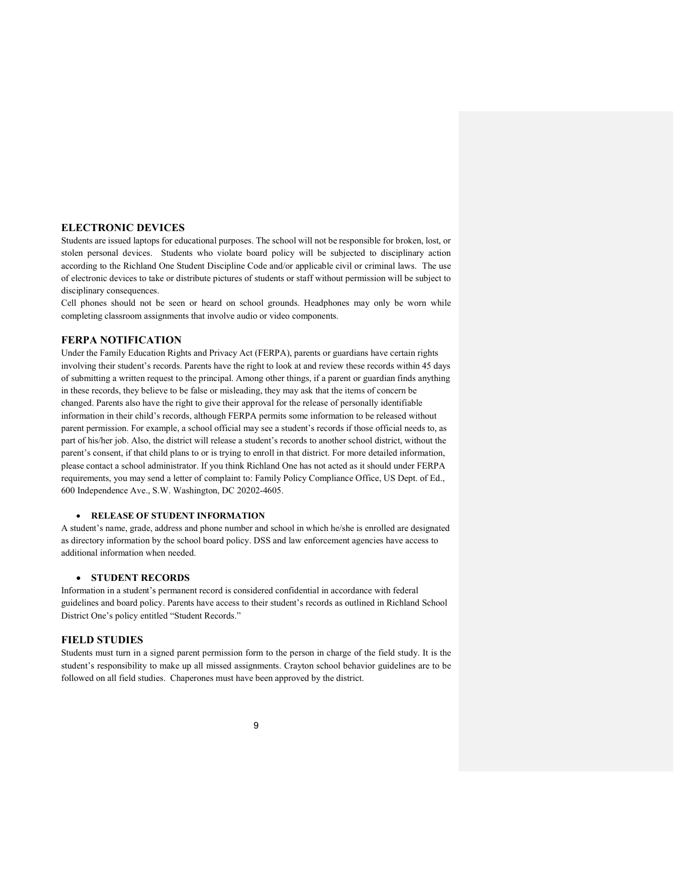## ELECTRONIC DEVICES

Students are issued laptops for educational purposes. The school will not be responsible for broken, lost, or stolen personal devices. Students who violate board policy will be subjected to disciplinary action according to the Richland One Student Discipline Code and/or applicable civil or criminal laws. The use of electronic devices to take or distribute pictures of students or staff without permission will be subject to disciplinary consequences.

Cell phones should not be seen or heard on school grounds. Headphones may only be worn while completing classroom assignments that involve audio or video components.

## FERPA NOTIFICATION

Under the Family Education Rights and Privacy Act (FERPA), parents or guardians have certain rights involving their student's records. Parents have the right to look at and review these records within 45 days of submitting a written request to the principal. Among other things, if a parent or guardian finds anything in these records, they believe to be false or misleading, they may ask that the items of concern be changed. Parents also have the right to give their approval for the release of personally identifiable information in their child's records, although FERPA permits some information to be released without parent permission. For example, a school official may see a student's records if those official needs to, as part of his/her job. Also, the district will release a student's records to another school district, without the parent's consent, if that child plans to or is trying to enroll in that district. For more detailed information, please contact a school administrator. If you think Richland One has not acted as it should under FERPA requirements, you may send a letter of complaint to: Family Policy Compliance Office, US Dept. of Ed., 600 Independence Ave., S.W. Washington, DC 20202-4605.

- **RELEASE OF STUDENT INFORMATION**

A student's name, grade, address and phone number and school in which he/she is enrolled are designated as directory information by the school board policy. DSS and law enforcement agencies have access to additional information when needed.

- **STUDENT RECORDS**

Information in a student's permanent record is considered confidential in accordance with federal guidelines and board policy. Parents have access to their student's records as outlined in Richland School District One's policy entitled "Student Records."

## FIELD STUDIES

Students must turn in a signed parent permission form to the person in charge of the field study. It is the student's responsibility to make up all missed assignments. Crayton school behavior guidelines are to be followed on all field studies. Chaperones must have been approved by the district.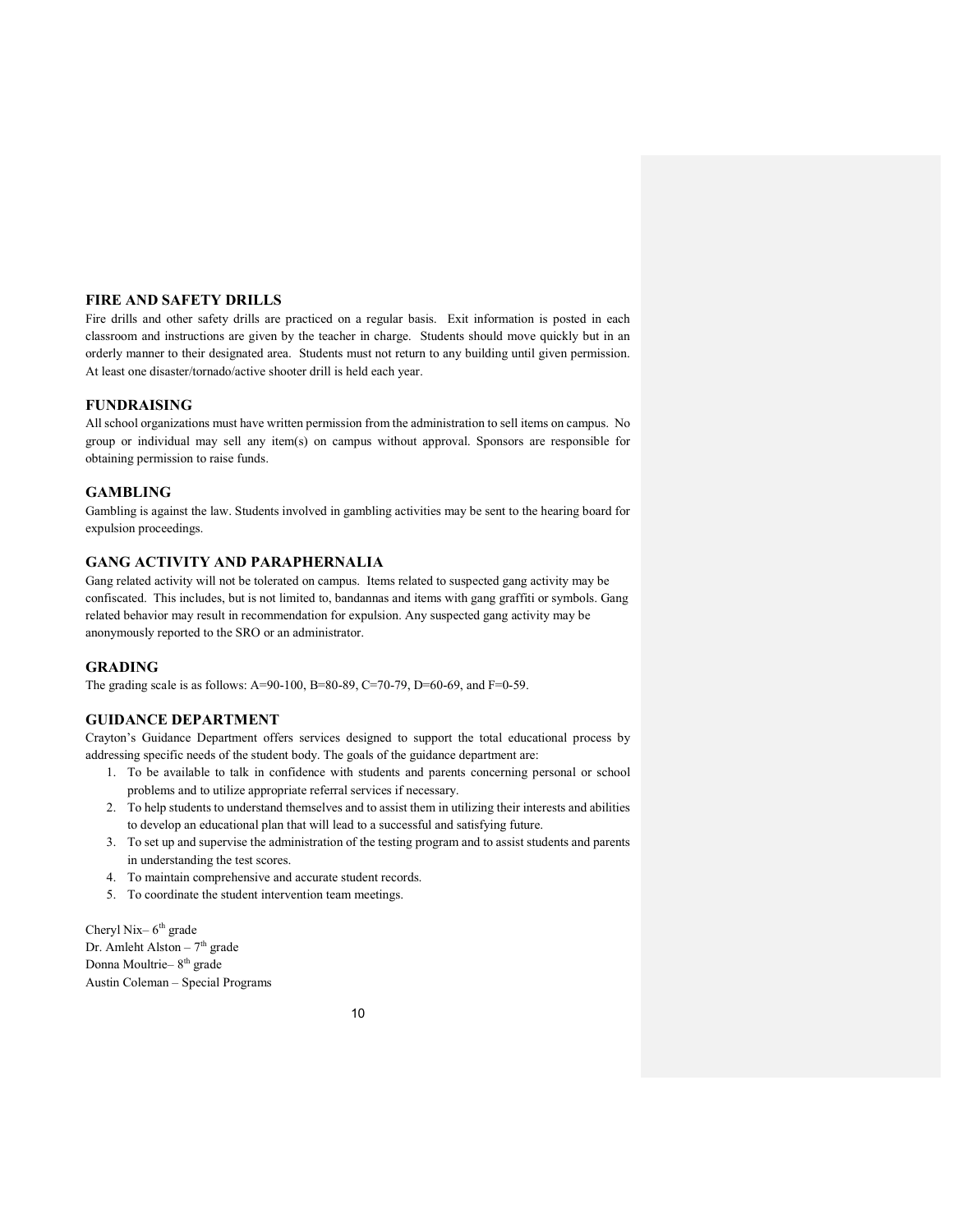## FIRE AND SAFETY DRILLS

Fire drills and other safety drills are practiced on a regular basis. Exit information is posted in each classroom and instructions are given by the teacher in charge. Students should move quickly but in an orderly manner to their designated area. Students must not return to any building until given permission. At least one disaster/tornado/active shooter drill is held each year.

## FUNDRAISING

All school organizations must have written permission from the administration to sell items on campus. No group or individual may sell any item(s) on campus without approval. Sponsors are responsible for obtaining permission to raise funds.

## GAMBLING

Gambling is against the law. Students involved in gambling activities may be sent to the hearing board for expulsion proceedings.

## GANG ACTIVITY AND PARAPHERNALIA

Gang related activity will not be tolerated on campus. Items related to suspected gang activity may be confiscated. This includes, but is not limited to, bandannas and items with gang graffiti or symbols. Gang related behavior may result in recommendation for expulsion. Any suspected gang activity may be anonymously reported to the SRO or an administrator.

## GRADING

The grading scale is as follows: A=90-100, B=80-89, C=70-79, D=60-69, and F=0-59.

## GUIDANCE DEPARTMENT

Crayton's Guidance Department offers services designed to support the total educational process by addressing specific needs of the student body. The goals of the guidance department are:

1. To be available to talk in confidence with students and parents concerning personal or school problems and to utilize appropriate referral services if necessary.
2. To help students to understand themselves and to assist them in utilizing their interests and abilities to develop an educational plan that will lead to a successful and satisfying future.
3. To set up and supervise the administration of the testing program and to assist students and parents in understanding the test scores.
4. To maintain comprehensive and accurate student records.
5. To coordinate the student intervention team meetings.

Cheryl Nix– 6th grade
Dr. Amleht Alston – 7th grade
Donna Moultrie– 8th grade
Austin Coleman – Special Programs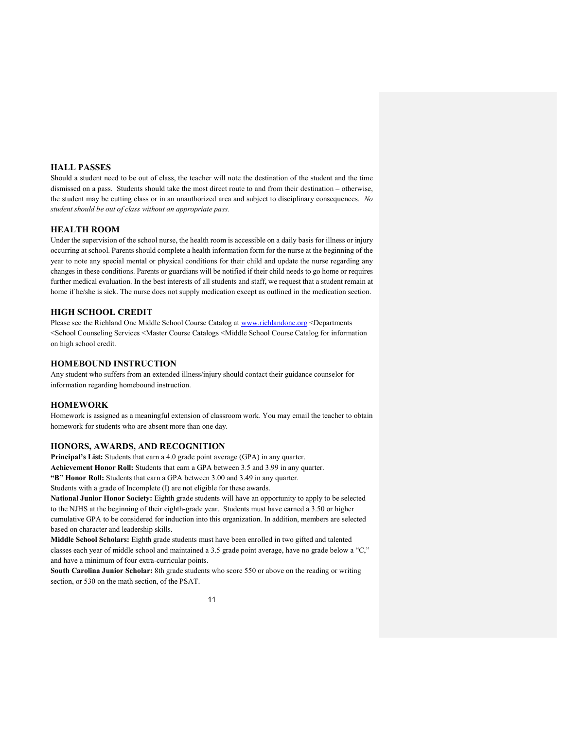## HALL PASSES

Should a student need to be out of class, the teacher will note the destination of the student and the time dismissed on a pass. Students should take the most direct route to and from their destination – otherwise, the student may be cutting class or in an unauthorized area and subject to disciplinary consequences. *No student should be out of class without an appropriate pass.*

## HEALTH ROOM

Under the supervision of the school nurse, the health room is accessible on a daily basis for illness or injury occurring at school. Parents should complete a health information form for the nurse at the beginning of the year to note any special mental or physical conditions for their child and update the nurse regarding any changes in these conditions. Parents or guardians will be notified if their child needs to go home or requires further medical evaluation. In the best interests of all students and staff, we request that a student remain at home if he/she is sick. The nurse does not supply medication except as outlined in the medication section.

## HIGH SCHOOL CREDIT

Please see the Richland One Middle School Course Catalog at [www.richlandone.org](http://www.richlandone.org) <Departments <School Counseling Services <Master Course Catalogs <Middle School Course Catalog for information on high school credit.

## HOMEBOUND INSTRUCTION

Any student who suffers from an extended illness/injury should contact their guidance counselor for information regarding homebound instruction.

## HOMEWORK

Homework is assigned as a meaningful extension of classroom work. You may email the teacher to obtain homework for students who are absent more than one day.

## HONORS, AWARDS, AND RECOGNITION

**Principal's List:** Students that earn a 4.0 grade point average (GPA) in any quarter.
**Achievement Honor Roll:** Students that earn a GPA between 3.5 and 3.99 in any quarter.
**"B" Honor Roll:** Students that earn a GPA between 3.00 and 3.49 in any quarter.
Students with a grade of Incomplete (I) are not eligible for these awards.
**National Junior Honor Society:** Eighth grade students will have an opportunity to apply to be selected to the NJHS at the beginning of their eighth-grade year. Students must have earned a 3.50 or higher cumulative GPA to be considered for induction into this organization. In addition, members are selected based on character and leadership skills.
**Middle School Scholars:** Eighth grade students must have been enrolled in two gifted and talented classes each year of middle school and maintained a 3.5 grade point average, have no grade below a "C," and have a minimum of four extra-curricular points.
**South Carolina Junior Scholar:** 8th grade students who score 550 or above on the reading or writing section, or 530 on the math section, of the PSAT.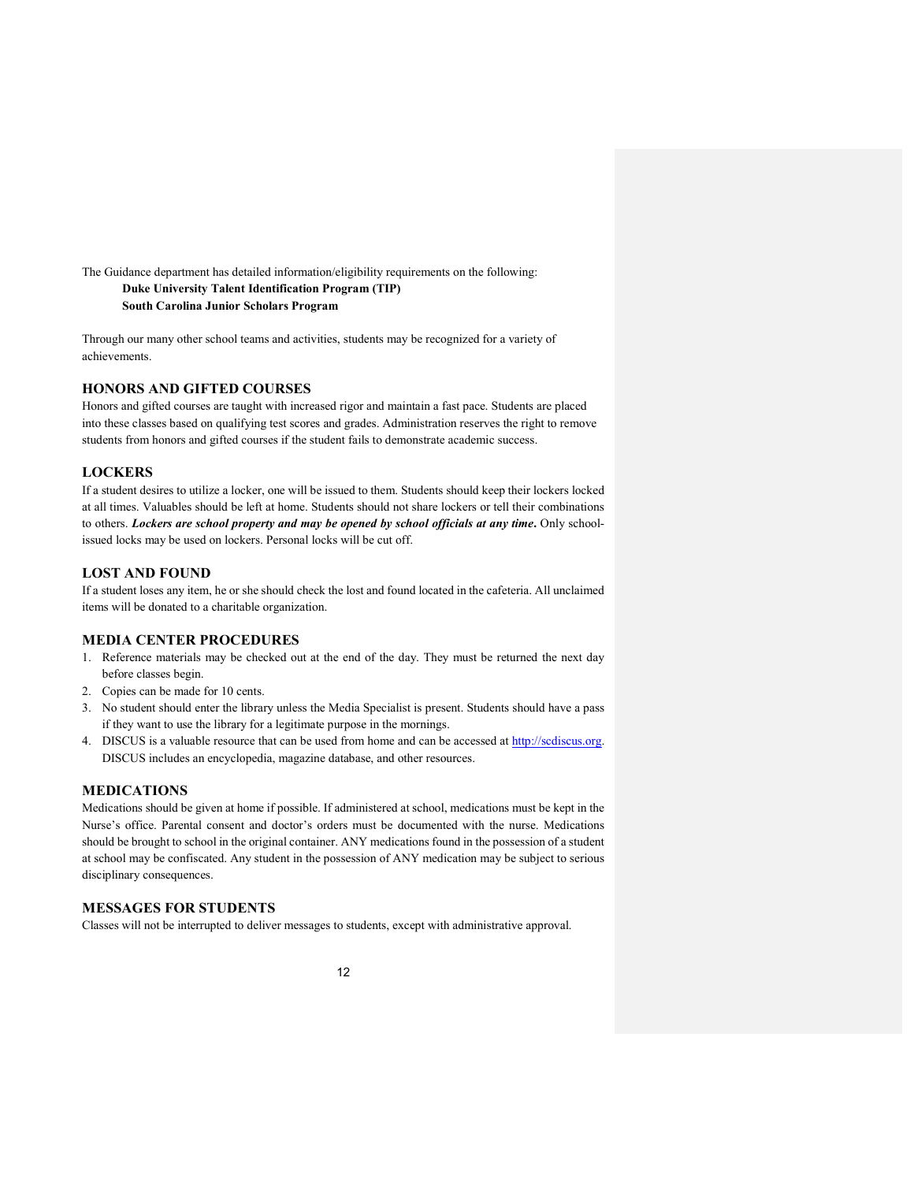The Guidance department has detailed information/eligibility requirements on the following:

**Duke University Talent Identification Program (TIP)**
**South Carolina Junior Scholars Program**

Through our many other school teams and activities, students may be recognized for a variety of achievements.

## HONORS AND GIFTED COURSES

Honors and gifted courses are taught with increased rigor and maintain a fast pace. Students are placed into these classes based on qualifying test scores and grades. Administration reserves the right to remove students from honors and gifted courses if the student fails to demonstrate academic success.

## LOCKERS

If a student desires to utilize a locker, one will be issued to them. Students should keep their lockers locked at all times. Valuables should be left at home. Students should not share lockers or tell their combinations to others. ***Lockers are school property and may be opened by school officials at any time*.** Only school-issued locks may be used on lockers. Personal locks will be cut off.

## LOST AND FOUND

If a student loses any item, he or she should check the lost and found located in the cafeteria. All unclaimed items will be donated to a charitable organization.

## MEDIA CENTER PROCEDURES

1. Reference materials may be checked out at the end of the day. They must be returned the next day before classes begin.
2. Copies can be made for 10 cents.
3. No student should enter the library unless the Media Specialist is present. Students should have a pass if they want to use the library for a legitimate purpose in the mornings.
4. DISCUS is a valuable resource that can be used from home and can be accessed at http://scdiscus.org. DISCUS includes an encyclopedia, magazine database, and other resources.

## MEDICATIONS

Medications should be given at home if possible. If administered at school, medications must be kept in the Nurse's office. Parental consent and doctor's orders must be documented with the nurse. Medications should be brought to school in the original container. ANY medications found in the possession of a student at school may be confiscated. Any student in the possession of ANY medication may be subject to serious disciplinary consequences.

## MESSAGES FOR STUDENTS

Classes will not be interrupted to deliver messages to students, except with administrative approval.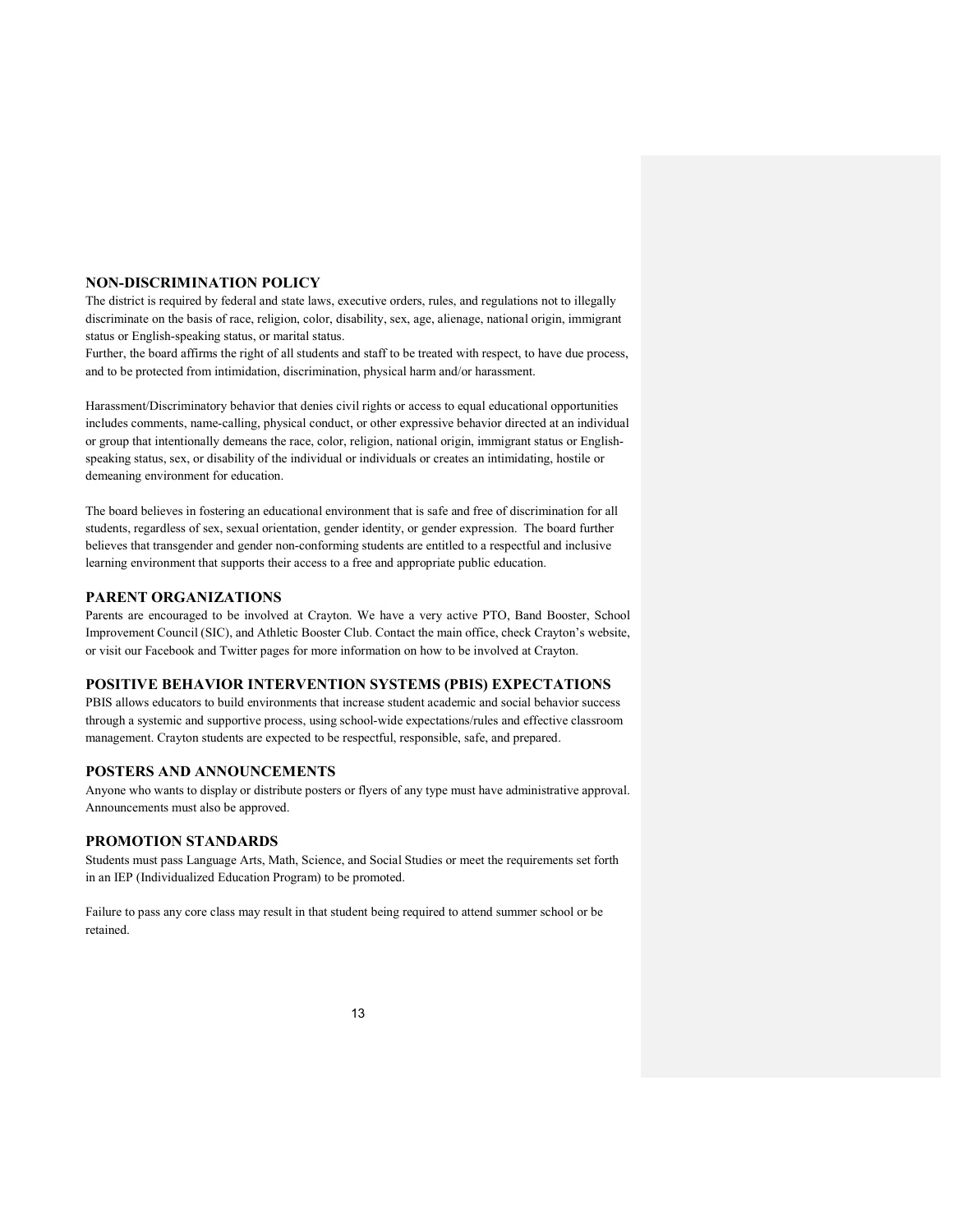## NON-DISCRIMINATION POLICY

The district is required by federal and state laws, executive orders, rules, and regulations not to illegally discriminate on the basis of race, religion, color, disability, sex, age, alienage, national origin, immigrant status or English-speaking status, or marital status.

Further, the board affirms the right of all students and staff to be treated with respect, to have due process, and to be protected from intimidation, discrimination, physical harm and/or harassment.

Harassment/Discriminatory behavior that denies civil rights or access to equal educational opportunities includes comments, name-calling, physical conduct, or other expressive behavior directed at an individual or group that intentionally demeans the race, color, religion, national origin, immigrant status or English-speaking status, sex, or disability of the individual or individuals or creates an intimidating, hostile or demeaning environment for education.

The board believes in fostering an educational environment that is safe and free of discrimination for all students, regardless of sex, sexual orientation, gender identity, or gender expression. The board further believes that transgender and gender non-conforming students are entitled to a respectful and inclusive learning environment that supports their access to a free and appropriate public education.

## PARENT ORGANIZATIONS

Parents are encouraged to be involved at Crayton. We have a very active PTO, Band Booster, School Improvement Council (SIC), and Athletic Booster Club. Contact the main office, check Crayton's website, or visit our Facebook and Twitter pages for more information on how to be involved at Crayton.

## POSITIVE BEHAVIOR INTERVENTION SYSTEMS (PBIS) EXPECTATIONS

PBIS allows educators to build environments that increase student academic and social behavior success through a systemic and supportive process, using school-wide expectations/rules and effective classroom management. Crayton students are expected to be respectful, responsible, safe, and prepared.

## POSTERS AND ANNOUNCEMENTS

Anyone who wants to display or distribute posters or flyers of any type must have administrative approval. Announcements must also be approved.

## PROMOTION STANDARDS

Students must pass Language Arts, Math, Science, and Social Studies or meet the requirements set forth in an IEP (Individualized Education Program) to be promoted.

Failure to pass any core class may result in that student being required to attend summer school or be retained.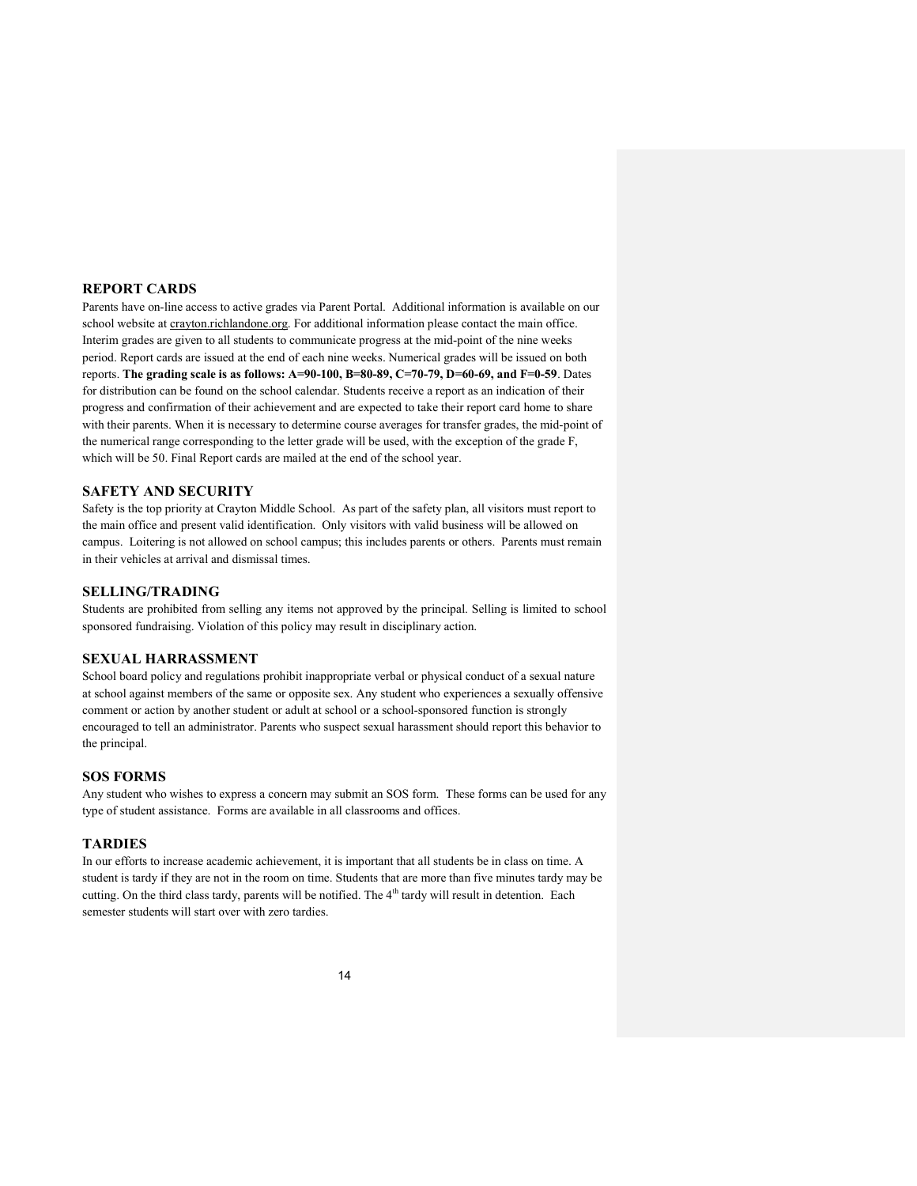## REPORT CARDS

Parents have on-line access to active grades via Parent Portal. Additional information is available on our school website at crayton.richlandone.org. For additional information please contact the main office. Interim grades are given to all students to communicate progress at the mid-point of the nine weeks period. Report cards are issued at the end of each nine weeks. Numerical grades will be issued on both reports. **The grading scale is as follows: A=90-100, B=80-89, C=70-79, D=60-69, and F=0-59**. Dates for distribution can be found on the school calendar. Students receive a report as an indication of their progress and confirmation of their achievement and are expected to take their report card home to share with their parents. When it is necessary to determine course averages for transfer grades, the mid-point of the numerical range corresponding to the letter grade will be used, with the exception of the grade F, which will be 50. Final Report cards are mailed at the end of the school year.

## SAFETY AND SECURITY

Safety is the top priority at Crayton Middle School. As part of the safety plan, all visitors must report to the main office and present valid identification. Only visitors with valid business will be allowed on campus. Loitering is not allowed on school campus; this includes parents or others. Parents must remain in their vehicles at arrival and dismissal times.

## SELLING/TRADING

Students are prohibited from selling any items not approved by the principal. Selling is limited to school sponsored fundraising. Violation of this policy may result in disciplinary action.

## SEXUAL HARRASSMENT

School board policy and regulations prohibit inappropriate verbal or physical conduct of a sexual nature at school against members of the same or opposite sex. Any student who experiences a sexually offensive comment or action by another student or adult at school or a school-sponsored function is strongly encouraged to tell an administrator. Parents who suspect sexual harassment should report this behavior to the principal.

## SOS FORMS

Any student who wishes to express a concern may submit an SOS form. These forms can be used for any type of student assistance. Forms are available in all classrooms and offices.

## TARDIES

In our efforts to increase academic achievement, it is important that all students be in class on time. A student is tardy if they are not in the room on time. Students that are more than five minutes tardy may be cutting. On the third class tardy, parents will be notified. The 4th tardy will result in detention. Each semester students will start over with zero tardies.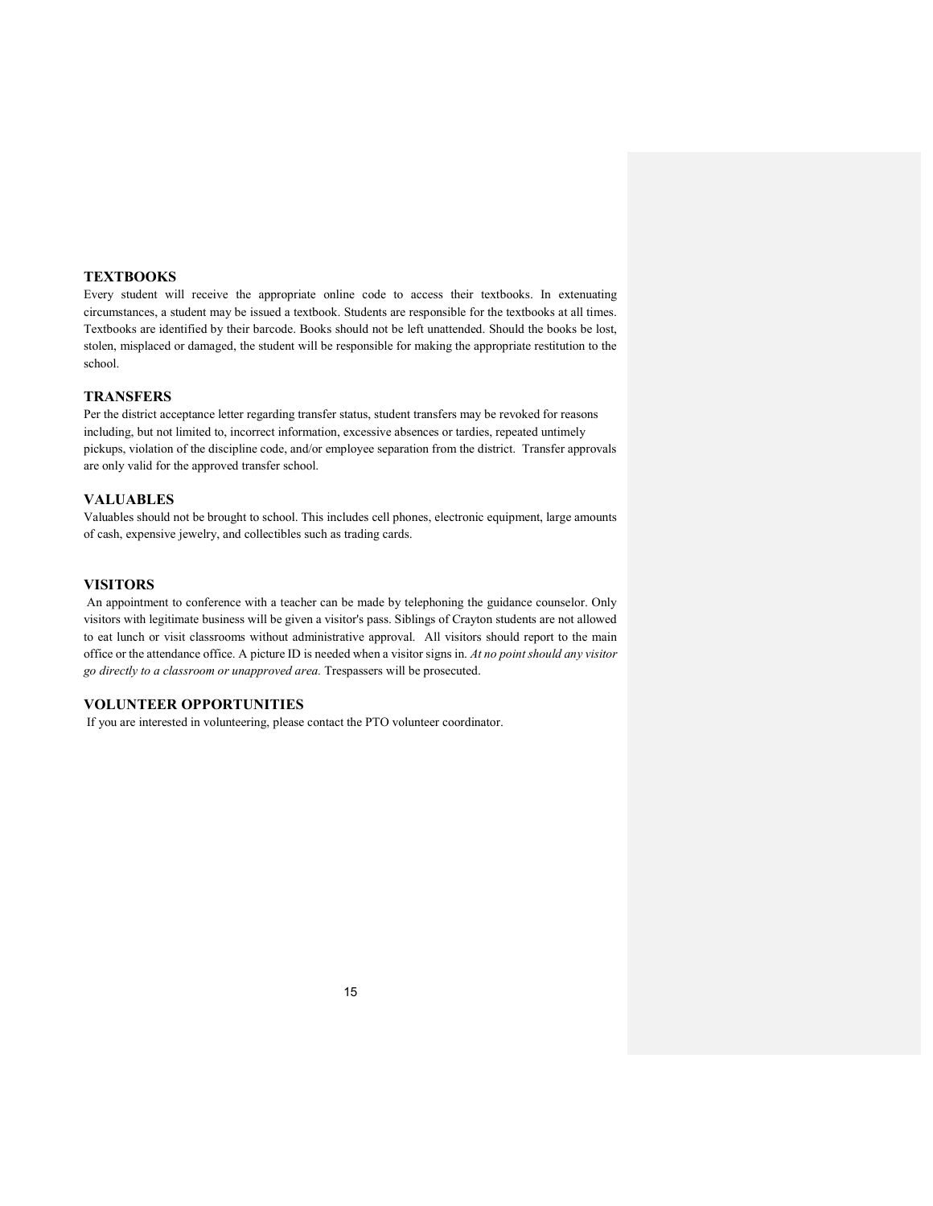## TEXTBOOKS

Every student will receive the appropriate online code to access their textbooks. In extenuating circumstances, a student may be issued a textbook. Students are responsible for the textbooks at all times. Textbooks are identified by their barcode. Books should not be left unattended. Should the books be lost, stolen, misplaced or damaged, the student will be responsible for making the appropriate restitution to the school.

## TRANSFERS

Per the district acceptance letter regarding transfer status, student transfers may be revoked for reasons including, but not limited to, incorrect information, excessive absences or tardies, repeated untimely pickups, violation of the discipline code, and/or employee separation from the district. Transfer approvals are only valid for the approved transfer school.

## VALUABLES

Valuables should not be brought to school. This includes cell phones, electronic equipment, large amounts of cash, expensive jewelry, and collectibles such as trading cards.

## VISITORS

An appointment to conference with a teacher can be made by telephoning the guidance counselor. Only visitors with legitimate business will be given a visitor's pass. Siblings of Crayton students are not allowed to eat lunch or visit classrooms without administrative approval. All visitors should report to the main office or the attendance office. A picture ID is needed when a visitor signs in. *At no point should any visitor go directly to a classroom or unapproved area.* Trespassers will be prosecuted.

## VOLUNTEER OPPORTUNITIES

If you are interested in volunteering, please contact the PTO volunteer coordinator.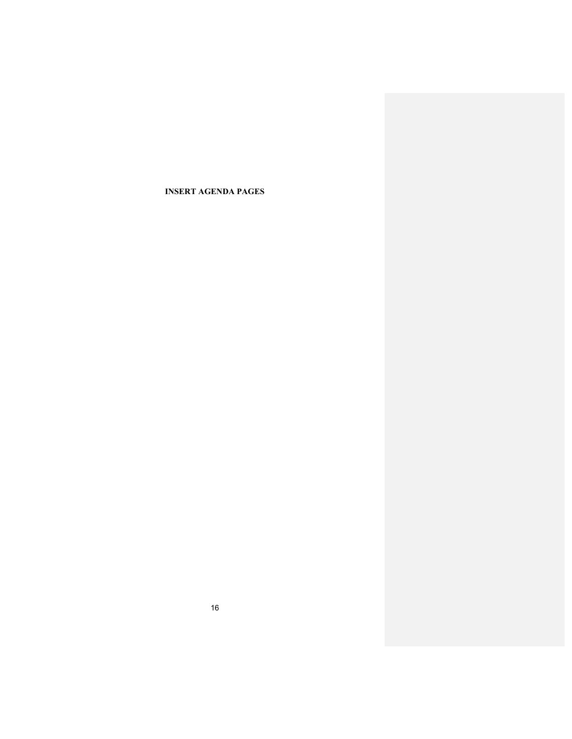**INSERT AGENDA PAGES**